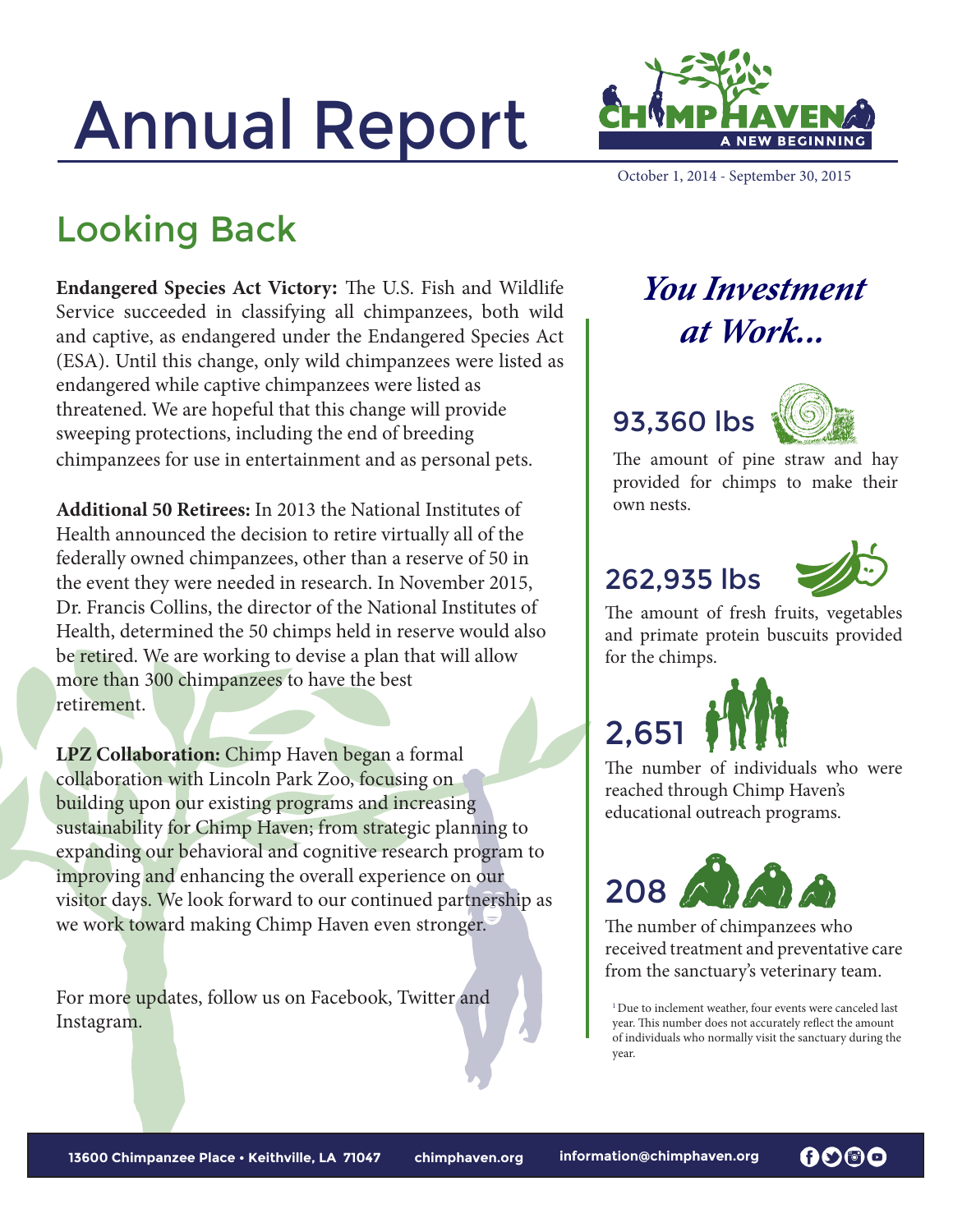# Annual Report

**CHIMP HAVEN** A NEW BEGINNING

October 1, 2014 - September 30, 2015

## Looking Back

**Endangered Species Act Victory:** The U.S. Fish and Wildlife Service succeeded in classifying all chimpanzees, both wild and captive, as endangered under the Endangered Species Act (ESA). Until this change, only wild chimpanzees were listed as endangered while captive chimpanzees were listed as threatened. We are hopeful that this change will provide sweeping protections, including the end of breeding chimpanzees for use in entertainment and as personal pets.

**Additional 50 Retirees:** In 2013 the National Institutes of Health announced the decision to retire virtually all of the federally owned chimpanzees, other than a reserve of 50 in the event they were needed in research. In November 2015, Dr. Francis Collins, the director of the National Institutes of Health, determined the 50 chimps held in reserve would also be retired. We are working to devise a plan that will allow more than 300 chimpanzees to have the best retirement.

**LPZ Collaboration:** Chimp Haven began a formal collaboration with Lincoln Park Zoo, focusing on building upon our existing programs and increasing sustainability for Chimp Haven; from strategic planning to expanding our behavioral and cognitive research program to improving and enhancing the overall experience on our visitor days. We look forward to our continued partnership as we work toward making Chimp Haven even stronger.

For more updates, follow us on Facebook, Twitter and Instagram.

## *You Investment at Work...*

### 93,360 lbs

The amount of pine straw and hay provided for chimps to make their own nests.

### 262,935 lbs

The amount of fresh fruits, vegetables and primate protein buscuits provided for the chimps.

### 2,651

The number of individuals who were reached through Chimp Haven's educational outreach programs.

### 208

The number of chimpanzees who received treatment and preventative care from the sanctuary's veterinary team.

[1] Due to inclement weather, four events were canceled last year. This number does not accurately reflect the amount of individuals who normally visit the sanctuary during the year.

13600 Chimpanzee Place • Keithville, LA 71047 chimphaven.org information@chimphaven.org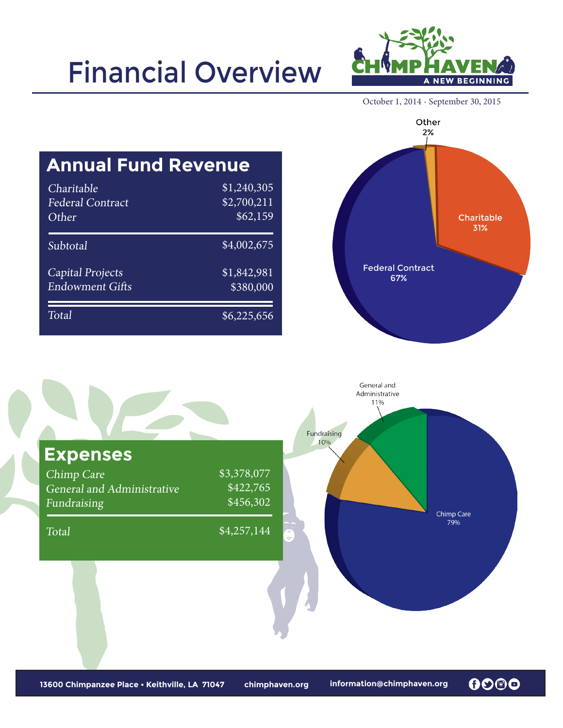# Financial Overview

CHIMP HAVEN
A NEW BEGINNING

October 1, 2014 - September 30, 2015

## Annual Fund Revenue

| | |
|---|---|
| *Charitable* | $1,240,305 |
| *Federal Contract* | $2,700,211 |
| *Other* | $62,159 |
| *Subtotal* | $4,002,675 |
| *Capital Projects* | $1,842,981 |
| *Endowment Gifts* | $380,000 |
| *Total* | $6,225,656 |

Other
2%

Charitable
31%

Federal Contract
67%

## Expenses

| | |
|---|---|
| *Chimp Care* | $3,378,077 |
| *General and Administrative* | $422,765 |
| *Fundraising* | $456,302 |
| *Total* | $4,257,144 |

General and Administrative
11%

Fundraising
10%

Chimp Care
79%

**13600 Chimpanzee Place • Keithville, LA 71047** **chimphaven.org** **information@chimphaven.org**